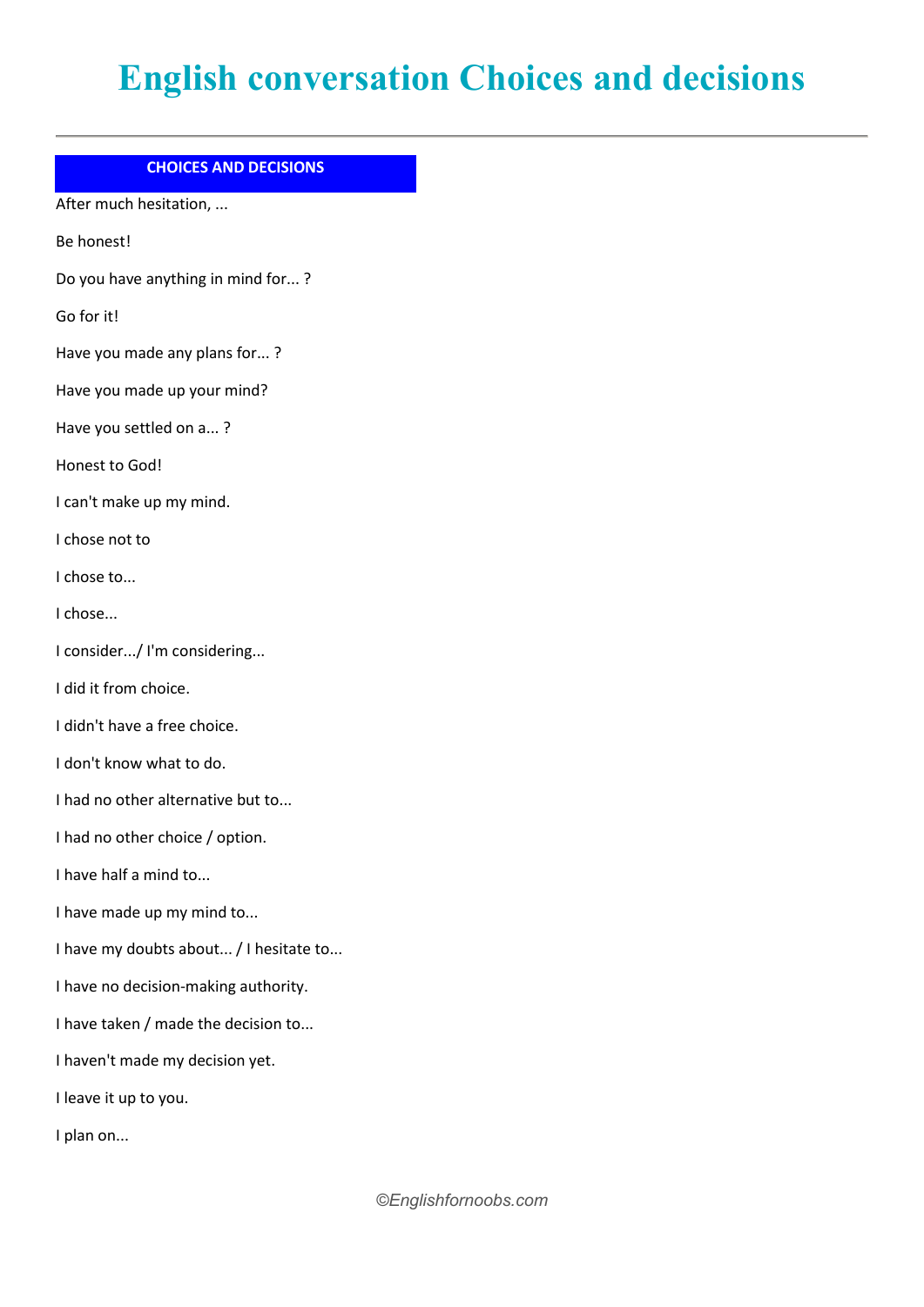# English conversation Choices and decisions

## CHOICES AND DECISIONS

After much hesitation, ...

Be honest!

Do you have anything in mind for... ?

Go for it!

Have you made any plans for... ?

Have you made up your mind?

Have you settled on a... ?

Honest to God!

I can't make up my mind.

I chose not to

I chose to...

I chose...

I consider.../ I'm considering...

I did it from choice.

I didn't have a free choice.

I don't know what to do.

I had no other alternative but to...

I had no other choice / option.

I have half a mind to...

I have made up my mind to...

I have my doubts about... / I hesitate to...

I have no decision-making authority.

I have taken / made the decision to...

I haven't made my decision yet.

I leave it up to you.

I plan on...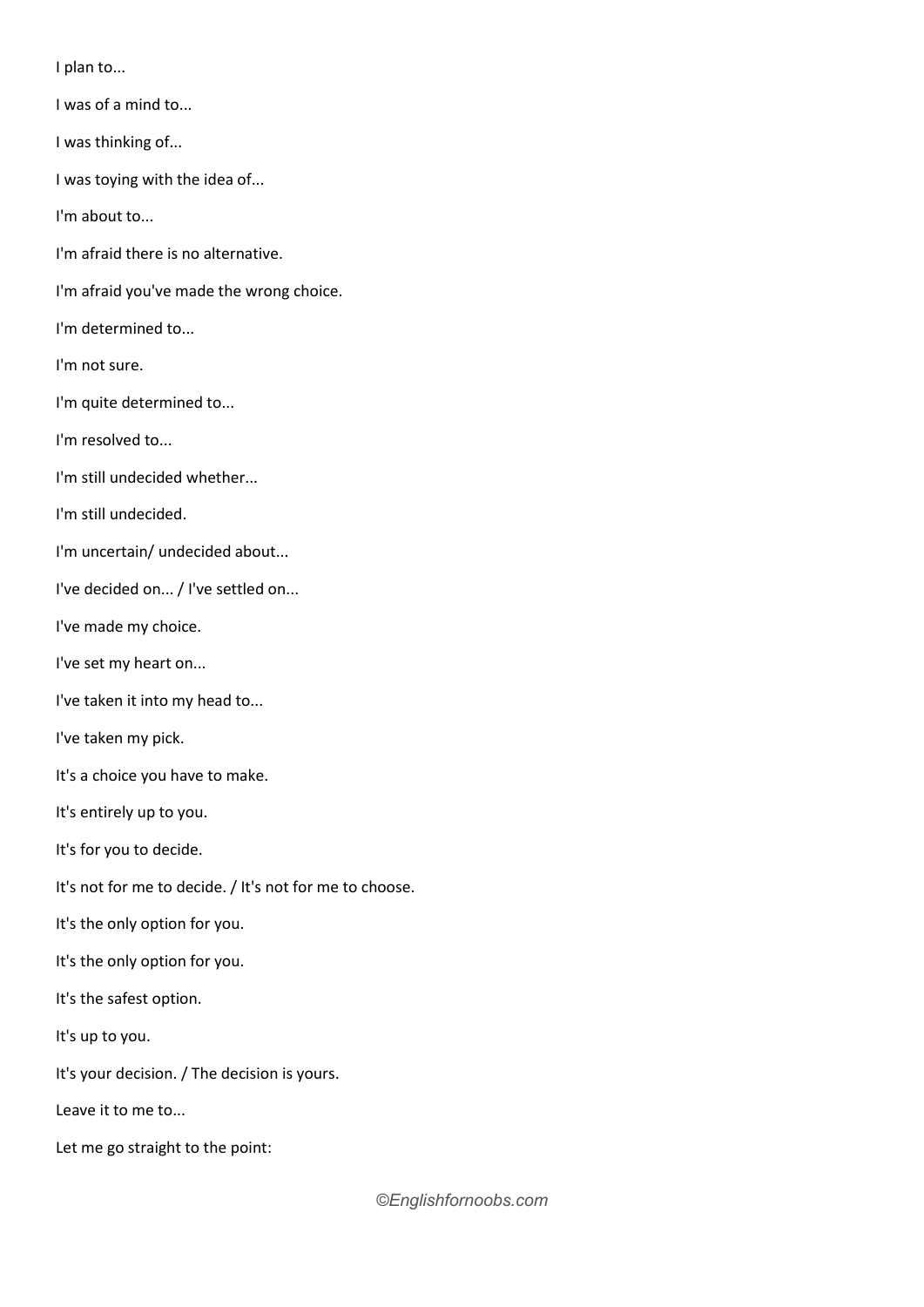I plan to...

I was of a mind to...

I was thinking of...

I was toying with the idea of...

I'm about to...

I'm afraid there is no alternative.

I'm afraid you've made the wrong choice.

I'm determined to...

I'm not sure.

I'm quite determined to...

I'm resolved to...

I'm still undecided whether...

I'm still undecided.

I'm uncertain/ undecided about...

I've decided on... / I've settled on...

I've made my choice.

I've set my heart on...

I've taken it into my head to...

I've taken my pick.

It's a choice you have to make.

It's entirely up to you.

It's for you to decide.

It's not for me to decide. / It's not for me to choose.

It's the only option for you.

It's the only option for you.

It's the safest option.

It's up to you.

It's your decision. / The decision is yours.

Leave it to me to...

Let me go straight to the point: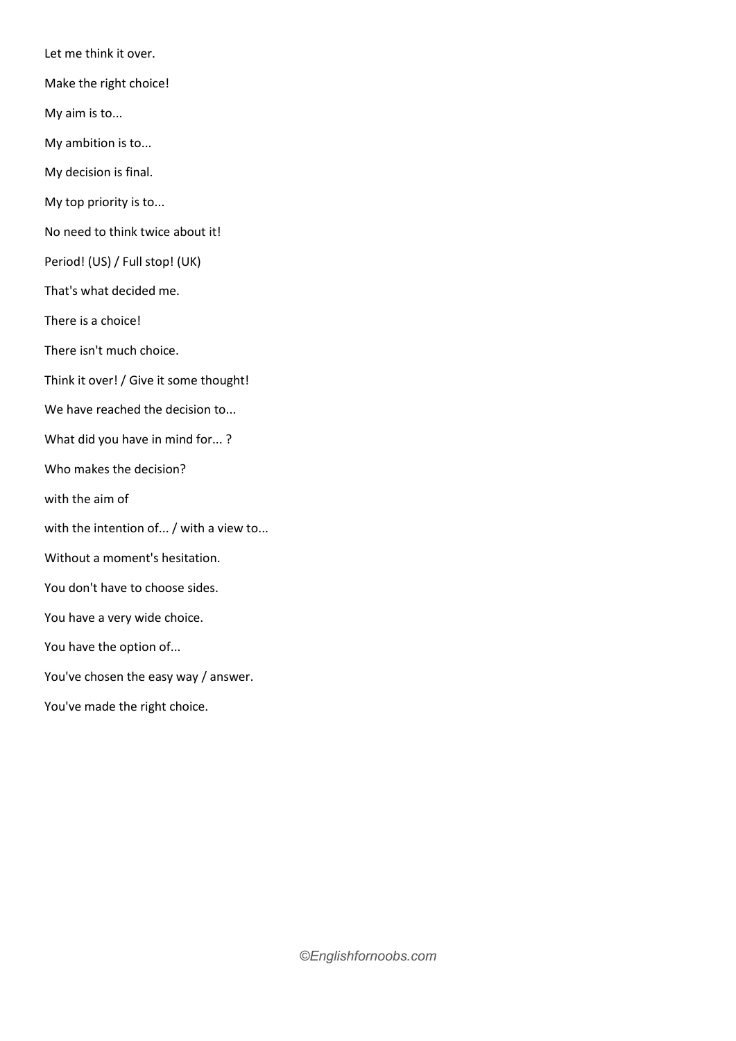Let me think it over.

Make the right choice!

My aim is to...

My ambition is to...

My decision is final.

My top priority is to...

No need to think twice about it!

Period! (US) / Full stop! (UK)

That's what decided me.

There is a choice!

There isn't much choice.

Think it over! / Give it some thought!

We have reached the decision to...

What did you have in mind for... ?

Who makes the decision?

with the aim of

with the intention of... / with a view to...

Without a moment's hesitation.

You don't have to choose sides.

You have a very wide choice.

You have the option of...

You've chosen the easy way / answer.

You've made the right choice.